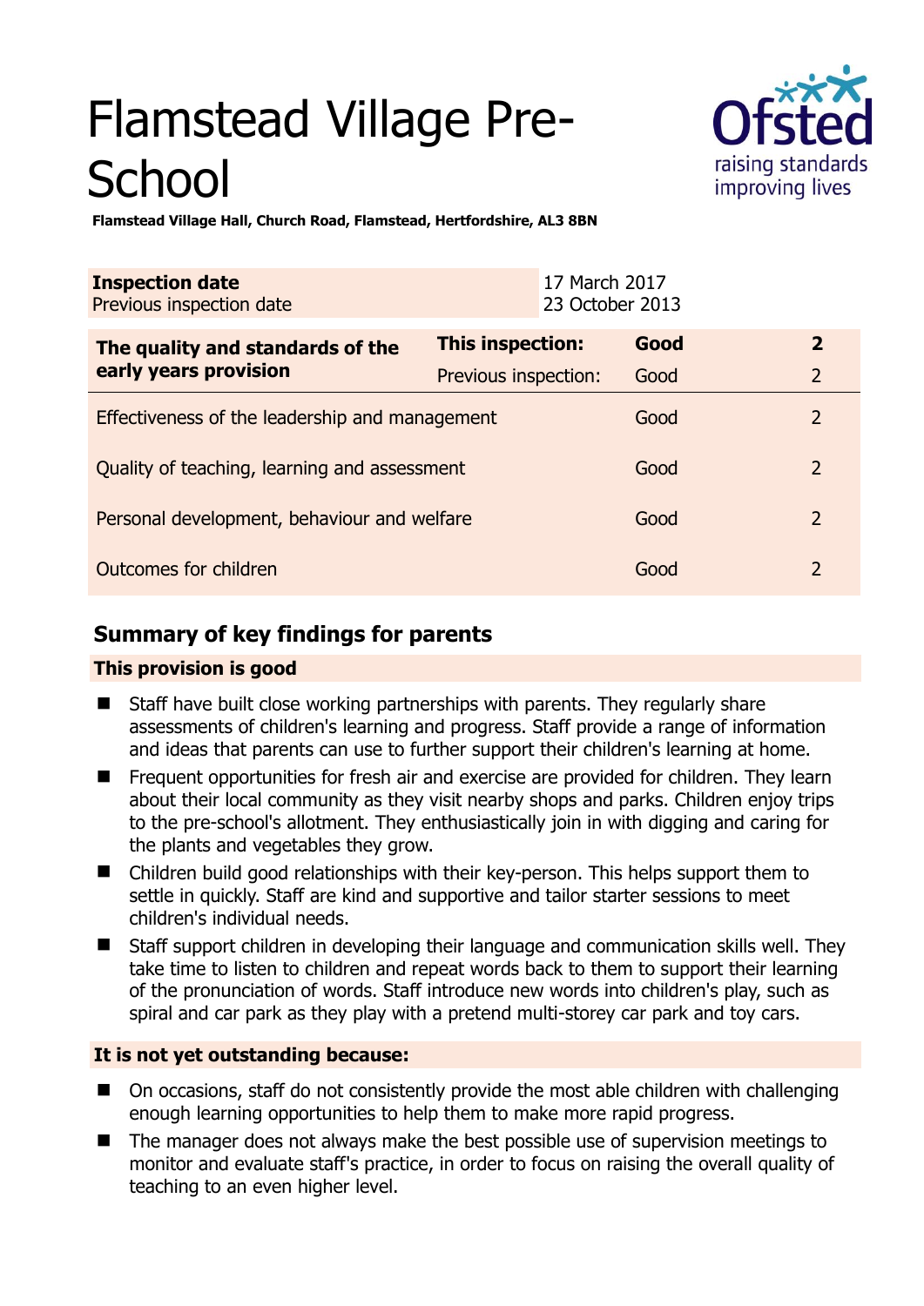# Flamstead Village Pre-School

**Flamstead Village Hall, Church Road, Flamstead, Hertfordshire, AL3 8BN**

| **Inspection date** | 17 March 2017 |
|---|---|
| Previous inspection date | 23 October 2013 |

| **The quality and standards of the early years provision** | **This inspection:** | **Good** | **2** |
|---|---|---|---|
| | Previous inspection: | Good | 2 |
| Effectiveness of the leadership and management | | Good | 2 |
| Quality of teaching, learning and assessment | | Good | 2 |
| Personal development, behaviour and welfare | | Good | 2 |
| Outcomes for children | | Good | 2 |

## Summary of key findings for parents

### This provision is good

- Staff have built close working partnerships with parents. They regularly share assessments of children's learning and progress. Staff provide a range of information and ideas that parents can use to further support their children's learning at home.
- Frequent opportunities for fresh air and exercise are provided for children. They learn about their local community as they visit nearby shops and parks. Children enjoy trips to the pre-school's allotment. They enthusiastically join in with digging and caring for the plants and vegetables they grow.
- Children build good relationships with their key-person. This helps support them to settle in quickly. Staff are kind and supportive and tailor starter sessions to meet children's individual needs.
- Staff support children in developing their language and communication skills well. They take time to listen to children and repeat words back to them to support their learning of the pronunciation of words. Staff introduce new words into children's play, such as spiral and car park as they play with a pretend multi-storey car park and toy cars.

### It is not yet outstanding because:

- On occasions, staff do not consistently provide the most able children with challenging enough learning opportunities to help them to make more rapid progress.
- The manager does not always make the best possible use of supervision meetings to monitor and evaluate staff's practice, in order to focus on raising the overall quality of teaching to an even higher level.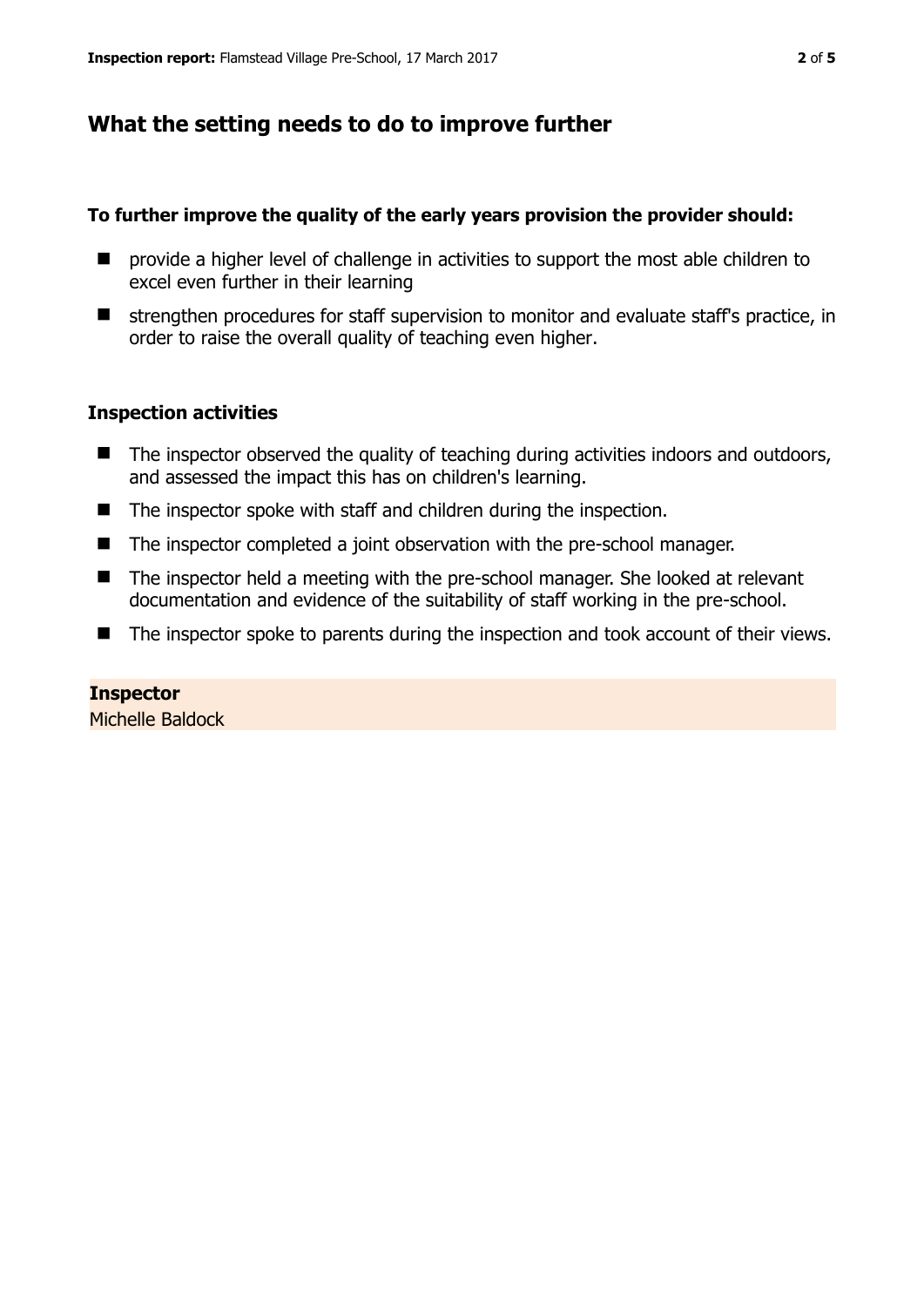## What the setting needs to do to improve further

**To further improve the quality of the early years provision the provider should:**

- provide a higher level of challenge in activities to support the most able children to excel even further in their learning
- strengthen procedures for staff supervision to monitor and evaluate staff's practice, in order to raise the overall quality of teaching even higher.

### Inspection activities

- The inspector observed the quality of teaching during activities indoors and outdoors, and assessed the impact this has on children's learning.
- The inspector spoke with staff and children during the inspection.
- The inspector completed a joint observation with the pre-school manager.
- The inspector held a meeting with the pre-school manager. She looked at relevant documentation and evidence of the suitability of staff working in the pre-school.
- The inspector spoke to parents during the inspection and took account of their views.

**Inspector**
Michelle Baldock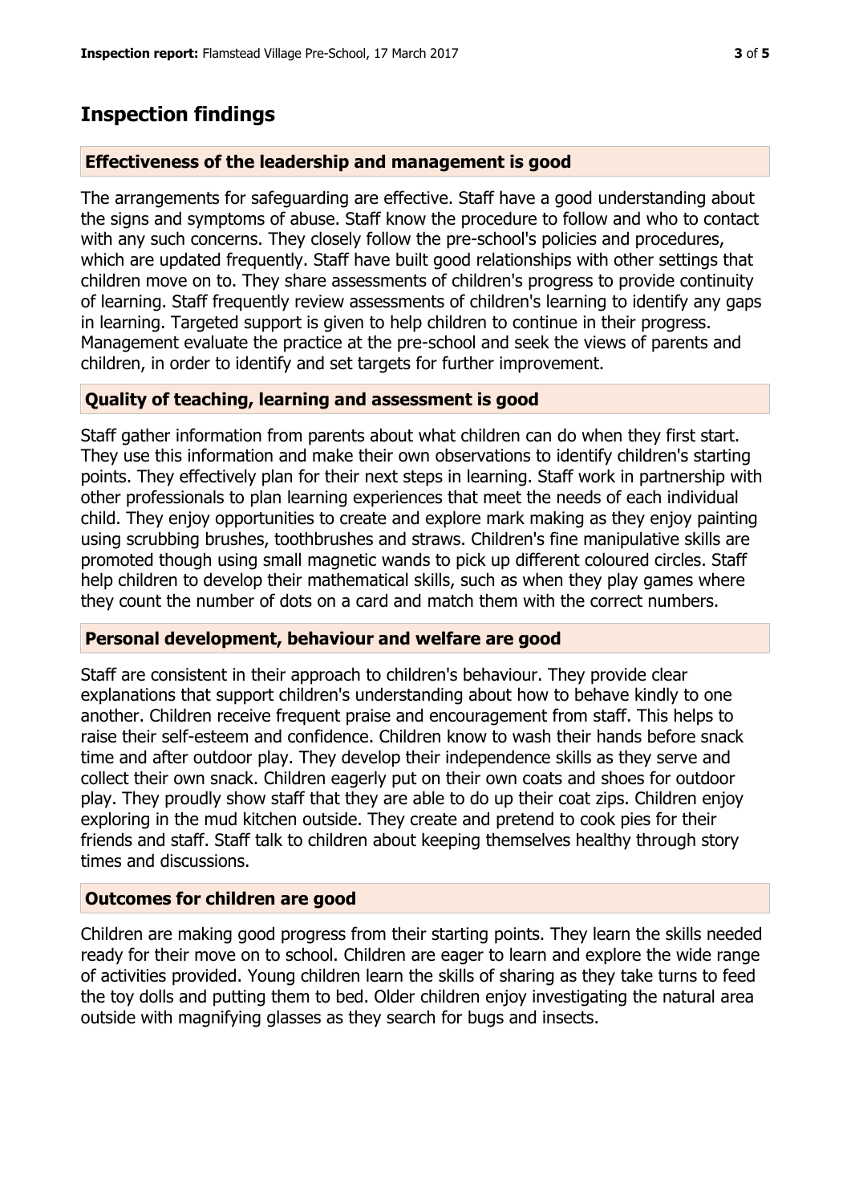# Inspection findings

## Effectiveness of the leadership and management is good

The arrangements for safeguarding are effective. Staff have a good understanding about the signs and symptoms of abuse. Staff know the procedure to follow and who to contact with any such concerns. They closely follow the pre-school's policies and procedures, which are updated frequently. Staff have built good relationships with other settings that children move on to. They share assessments of children's progress to provide continuity of learning. Staff frequently review assessments of children's learning to identify any gaps in learning. Targeted support is given to help children to continue in their progress. Management evaluate the practice at the pre-school and seek the views of parents and children, in order to identify and set targets for further improvement.

## Quality of teaching, learning and assessment is good

Staff gather information from parents about what children can do when they first start. They use this information and make their own observations to identify children's starting points. They effectively plan for their next steps in learning. Staff work in partnership with other professionals to plan learning experiences that meet the needs of each individual child. They enjoy opportunities to create and explore mark making as they enjoy painting using scrubbing brushes, toothbrushes and straws. Children's fine manipulative skills are promoted though using small magnetic wands to pick up different coloured circles. Staff help children to develop their mathematical skills, such as when they play games where they count the number of dots on a card and match them with the correct numbers.

## Personal development, behaviour and welfare are good

Staff are consistent in their approach to children's behaviour. They provide clear explanations that support children's understanding about how to behave kindly to one another. Children receive frequent praise and encouragement from staff. This helps to raise their self-esteem and confidence. Children know to wash their hands before snack time and after outdoor play. They develop their independence skills as they serve and collect their own snack. Children eagerly put on their own coats and shoes for outdoor play. They proudly show staff that they are able to do up their coat zips. Children enjoy exploring in the mud kitchen outside. They create and pretend to cook pies for their friends and staff. Staff talk to children about keeping themselves healthy through story times and discussions.

## Outcomes for children are good

Children are making good progress from their starting points. They learn the skills needed ready for their move on to school. Children are eager to learn and explore the wide range of activities provided. Young children learn the skills of sharing as they take turns to feed the toy dolls and putting them to bed. Older children enjoy investigating the natural area outside with magnifying glasses as they search for bugs and insects.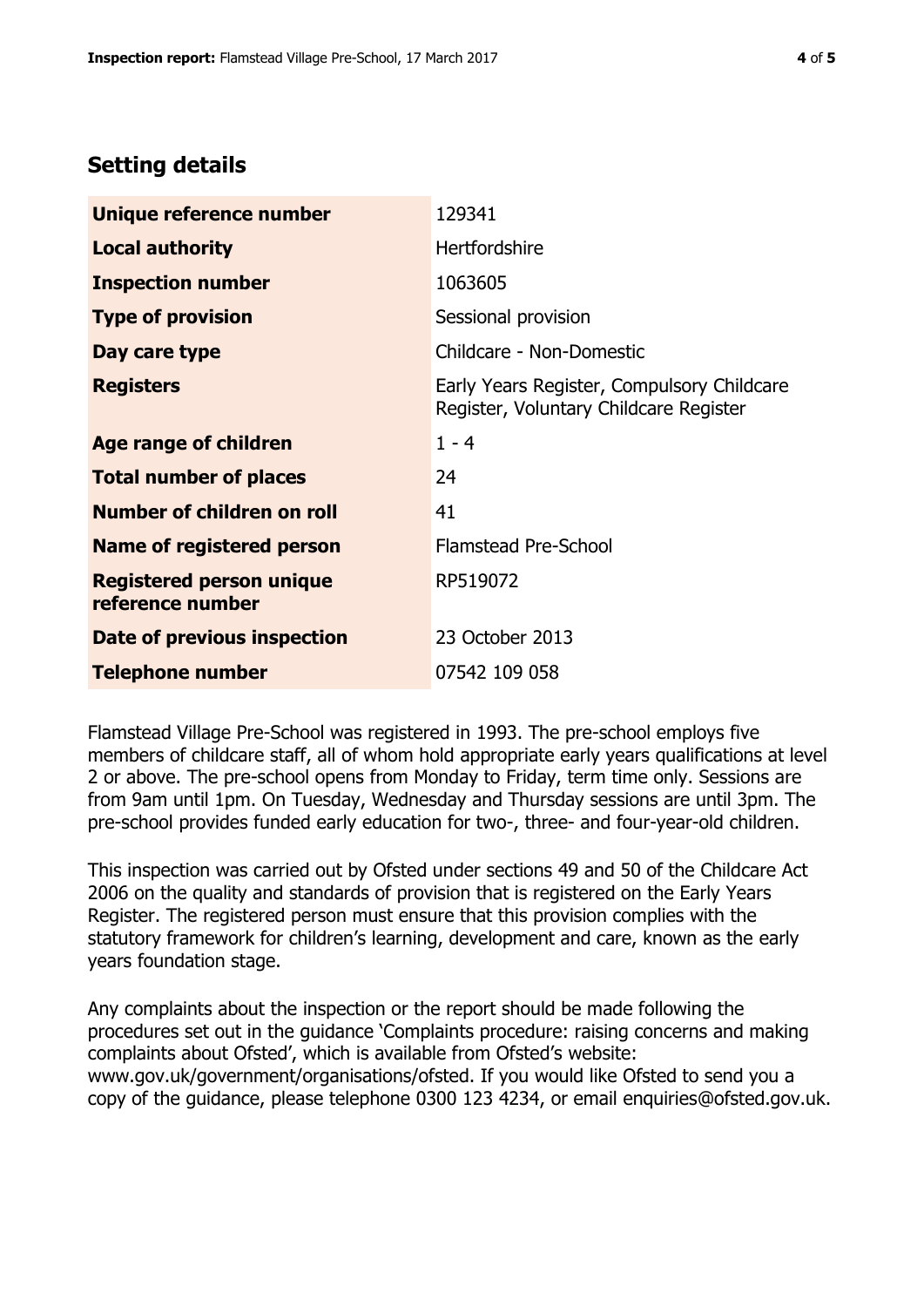## Setting details

| | |
|---|---|
| **Unique reference number** | 129341 |
| **Local authority** | Hertfordshire |
| **Inspection number** | 1063605 |
| **Type of provision** | Sessional provision |
| **Day care type** | Childcare - Non-Domestic |
| **Registers** | Early Years Register, Compulsory Childcare Register, Voluntary Childcare Register |
| **Age range of children** | 1 - 4 |
| **Total number of places** | 24 |
| **Number of children on roll** | 41 |
| **Name of registered person** | Flamstead Pre-School |
| **Registered person unique reference number** | RP519072 |
| **Date of previous inspection** | 23 October 2013 |
| **Telephone number** | 07542 109 058 |

Flamstead Village Pre-School was registered in 1993. The pre-school employs five members of childcare staff, all of whom hold appropriate early years qualifications at level 2 or above. The pre-school opens from Monday to Friday, term time only. Sessions are from 9am until 1pm. On Tuesday, Wednesday and Thursday sessions are until 3pm. The pre-school provides funded early education for two-, three- and four-year-old children.

This inspection was carried out by Ofsted under sections 49 and 50 of the Childcare Act 2006 on the quality and standards of provision that is registered on the Early Years Register. The registered person must ensure that this provision complies with the statutory framework for children's learning, development and care, known as the early years foundation stage.

Any complaints about the inspection or the report should be made following the procedures set out in the guidance 'Complaints procedure: raising concerns and making complaints about Ofsted', which is available from Ofsted's website: www.gov.uk/government/organisations/ofsted. If you would like Ofsted to send you a copy of the guidance, please telephone 0300 123 4234, or email enquiries@ofsted.gov.uk.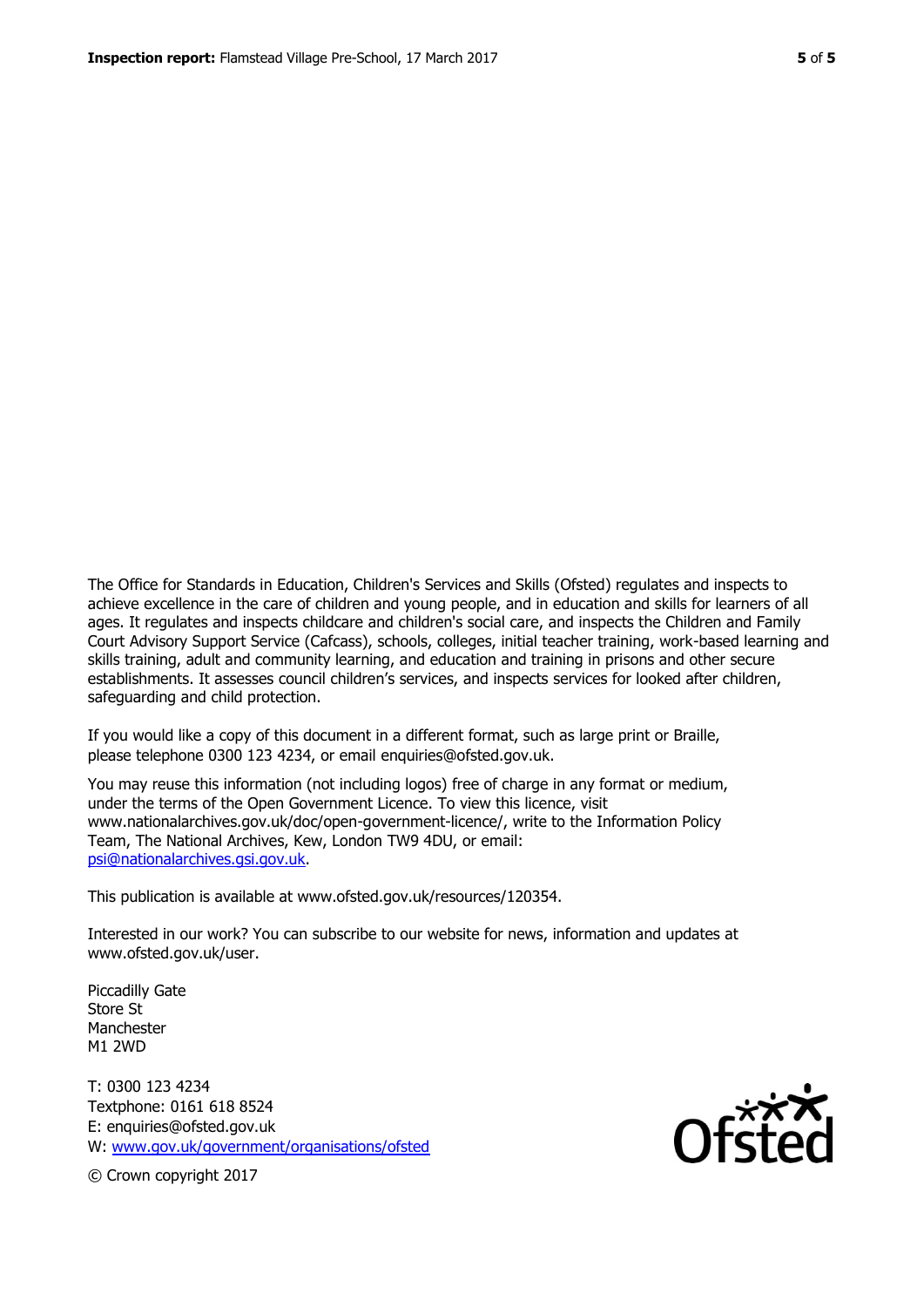The Office for Standards in Education, Children's Services and Skills (Ofsted) regulates and inspects to achieve excellence in the care of children and young people, and in education and skills for learners of all ages. It regulates and inspects childcare and children's social care, and inspects the Children and Family Court Advisory Support Service (Cafcass), schools, colleges, initial teacher training, work-based learning and skills training, adult and community learning, and education and training in prisons and other secure establishments. It assesses council children's services, and inspects services for looked after children, safeguarding and child protection.

If you would like a copy of this document in a different format, such as large print or Braille, please telephone 0300 123 4234, or email enquiries@ofsted.gov.uk.

You may reuse this information (not including logos) free of charge in any format or medium, under the terms of the Open Government Licence. To view this licence, visit www.nationalarchives.gov.uk/doc/open-government-licence/, write to the Information Policy Team, The National Archives, Kew, London TW9 4DU, or email: psi@nationalarchives.gsi.gov.uk.

This publication is available at www.ofsted.gov.uk/resources/120354.

Interested in our work? You can subscribe to our website for news, information and updates at www.ofsted.gov.uk/user.

Piccadilly Gate
Store St
Manchester
M1 2WD

T: 0300 123 4234
Textphone: 0161 618 8524
E: enquiries@ofsted.gov.uk
W: www.gov.uk/government/organisations/ofsted

© Crown copyright 2017